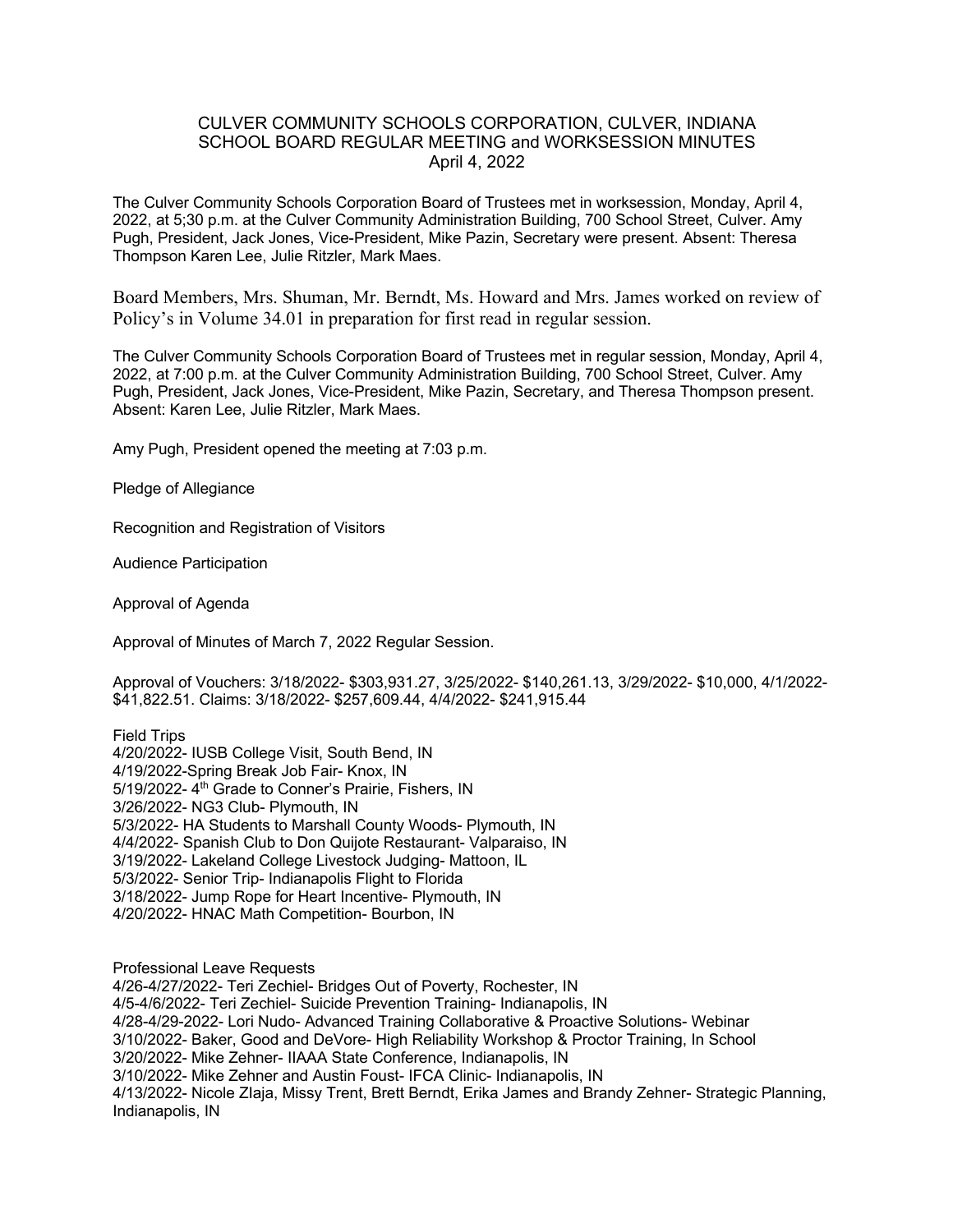# CULVER COMMUNITY SCHOOLS CORPORATION, CULVER, INDIANA
## SCHOOL BOARD REGULAR MEETING and WORKSESSION MINUTES
### April 4, 2022

The Culver Community Schools Corporation Board of Trustees met in worksession, Monday, April 4, 2022, at 5;30 p.m. at the Culver Community Administration Building, 700 School Street, Culver. Amy Pugh, President, Jack Jones, Vice-President, Mike Pazin, Secretary were present. Absent: Theresa Thompson Karen Lee, Julie Ritzler, Mark Maes.

Board Members, Mrs. Shuman, Mr. Berndt, Ms. Howard and Mrs. James worked on review of Policy's in Volume 34.01 in preparation for first read in regular session.

The Culver Community Schools Corporation Board of Trustees met in regular session, Monday, April 4, 2022, at 7:00 p.m. at the Culver Community Administration Building, 700 School Street, Culver. Amy Pugh, President, Jack Jones, Vice-President, Mike Pazin, Secretary, and Theresa Thompson present. Absent: Karen Lee, Julie Ritzler, Mark Maes.

Amy Pugh, President opened the meeting at 7:03 p.m.

Pledge of Allegiance

Recognition and Registration of Visitors

Audience Participation

Approval of Agenda

Approval of Minutes of March 7, 2022 Regular Session.

Approval of Vouchers: 3/18/2022- $303,931.27, 3/25/2022- $140,261.13, 3/29/2022- $10,000, 4/1/2022- $41,822.51. Claims: 3/18/2022- $257,609.44, 4/4/2022- $241,915.44

Field Trips
4/20/2022- IUSB College Visit, South Bend, IN
4/19/2022-Spring Break Job Fair- Knox, IN
5/19/2022- 4th Grade to Conner's Prairie, Fishers, IN
3/26/2022- NG3 Club- Plymouth, IN
5/3/2022- HA Students to Marshall County Woods- Plymouth, IN
4/4/2022- Spanish Club to Don Quijote Restaurant- Valparaiso, IN
3/19/2022- Lakeland College Livestock Judging- Mattoon, IL
5/3/2022- Senior Trip- Indianapolis Flight to Florida
3/18/2022- Jump Rope for Heart Incentive- Plymouth, IN
4/20/2022- HNAC Math Competition- Bourbon, IN

Professional Leave Requests
4/26-4/27/2022- Teri Zechiel- Bridges Out of Poverty, Rochester, IN
4/5-4/6/2022- Teri Zechiel- Suicide Prevention Training- Indianapolis, IN
4/28-4/29-2022- Lori Nudo- Advanced Training Collaborative & Proactive Solutions- Webinar
3/10/2022- Baker, Good and DeVore- High Reliability Workshop & Proctor Training, In School
3/20/2022- Mike Zehner- IIAAA State Conference, Indianapolis, IN
3/10/2022- Mike Zehner and Austin Foust- IFCA Clinic- Indianapolis, IN
4/13/2022- Nicole Zlaja, Missy Trent, Brett Berndt, Erika James and Brandy Zehner- Strategic Planning, Indianapolis, IN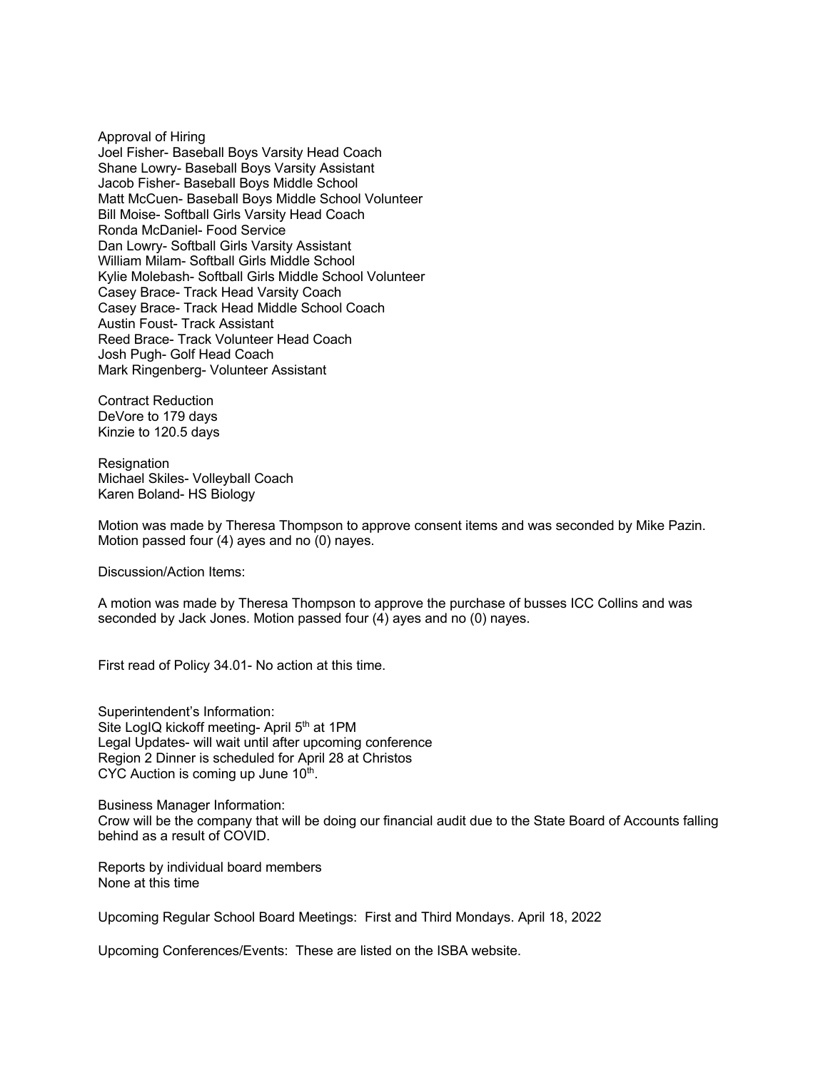Approval of Hiring
Joel Fisher- Baseball Boys Varsity Head Coach
Shane Lowry- Baseball Boys Varsity Assistant
Jacob Fisher- Baseball Boys Middle School
Matt McCuen- Baseball Boys Middle School Volunteer
Bill Moise- Softball Girls Varsity Head Coach
Ronda McDaniel- Food Service
Dan Lowry- Softball Girls Varsity Assistant
William Milam- Softball Girls Middle School
Kylie Molebash- Softball Girls Middle School Volunteer
Casey Brace- Track Head Varsity Coach
Casey Brace- Track Head Middle School Coach
Austin Foust- Track Assistant
Reed Brace- Track Volunteer Head Coach
Josh Pugh- Golf Head Coach
Mark Ringenberg- Volunteer Assistant

Contract Reduction
DeVore to 179 days
Kinzie to 120.5 days

Resignation
Michael Skiles- Volleyball Coach
Karen Boland- HS Biology

Motion was made by Theresa Thompson to approve consent items and was seconded by Mike Pazin. Motion passed four (4) ayes and no (0) nayes.

Discussion/Action Items:

A motion was made by Theresa Thompson to approve the purchase of busses ICC Collins and was seconded by Jack Jones. Motion passed four (4) ayes and no (0) nayes.

First read of Policy 34.01- No action at this time.

Superintendent's Information:
Site LogIQ kickoff meeting- April 5th at 1PM
Legal Updates- will wait until after upcoming conference
Region 2 Dinner is scheduled for April 28 at Christos
CYC Auction is coming up June 10th.

Business Manager Information:
Crow will be the company that will be doing our financial audit due to the State Board of Accounts falling behind as a result of COVID.

Reports by individual board members
None at this time

Upcoming Regular School Board Meetings: First and Third Mondays. April 18, 2022

Upcoming Conferences/Events: These are listed on the ISBA website.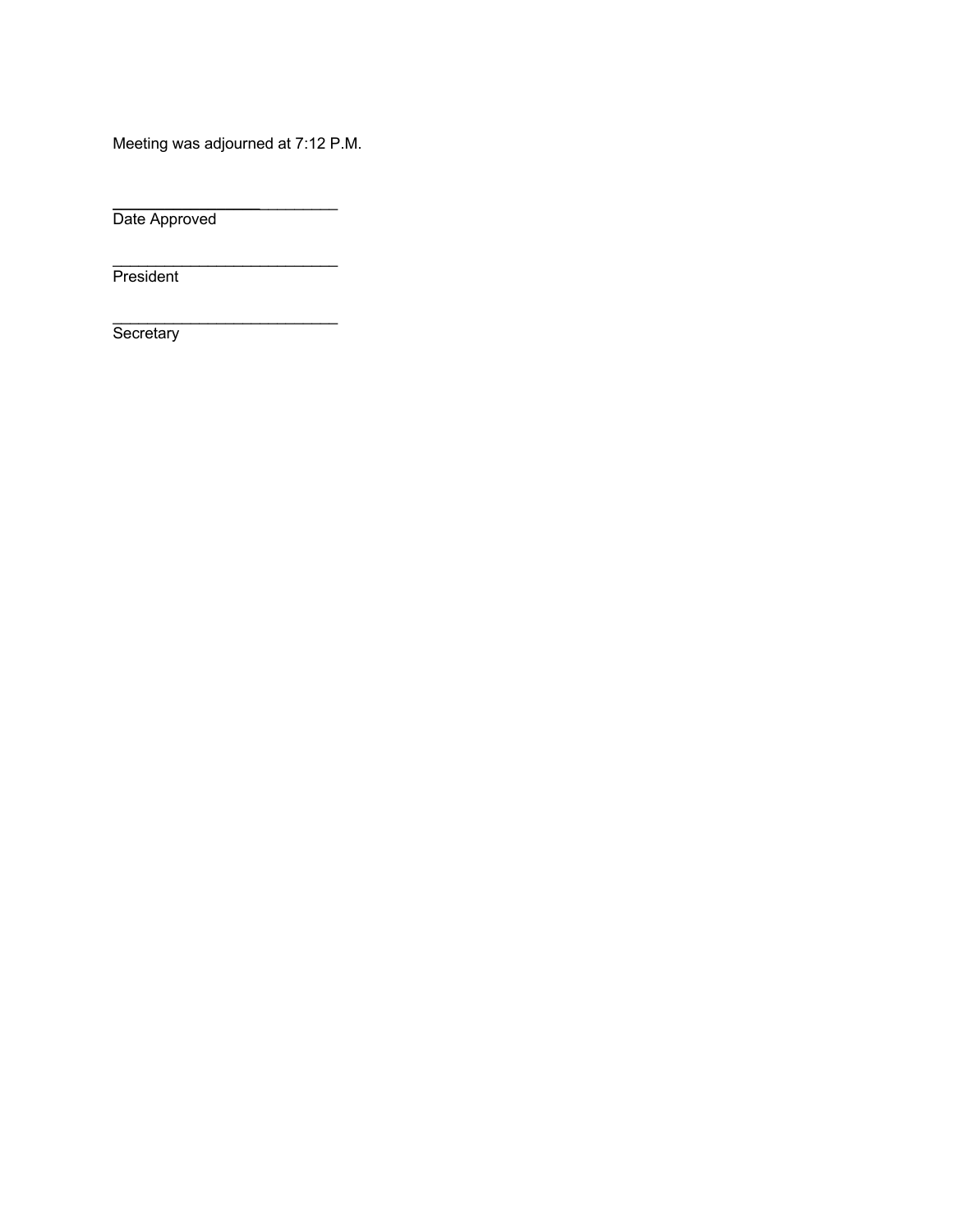Meeting was adjourned at 7:12 P.M.

___________________________
Date Approved

___________________________
President

___________________________
Secretary